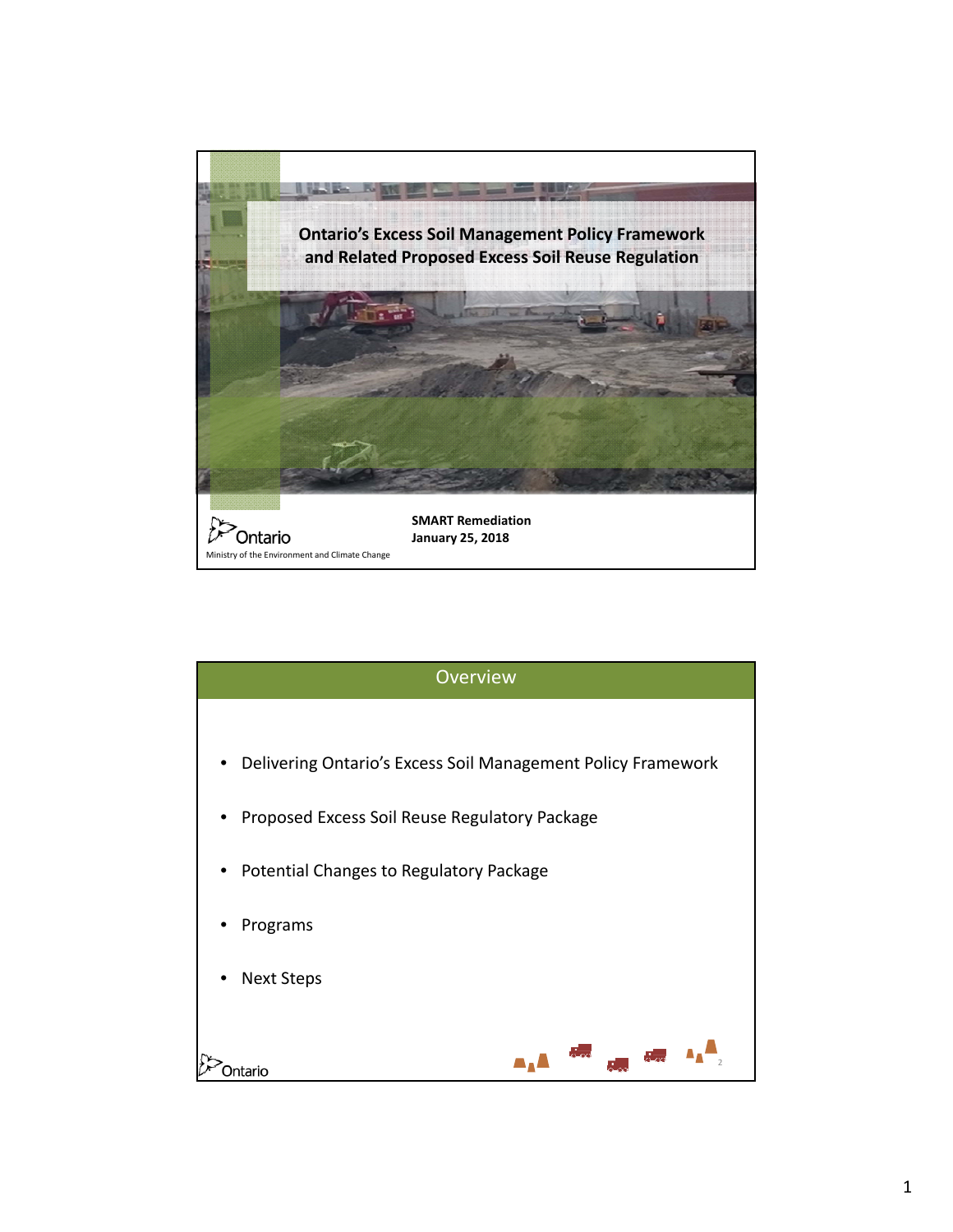# Ontario's Excess Soil Management Policy Framework and Related Proposed Excess Soil Reuse Regulation

Ontario

Ministry of the Environment and Climate Change

**SMART Remediation**
**January 25, 2018**

## Overview

- Delivering Ontario's Excess Soil Management Policy Framework
- Proposed Excess Soil Reuse Regulatory Package
- Potential Changes to Regulatory Package
- Programs
- Next Steps

Ontario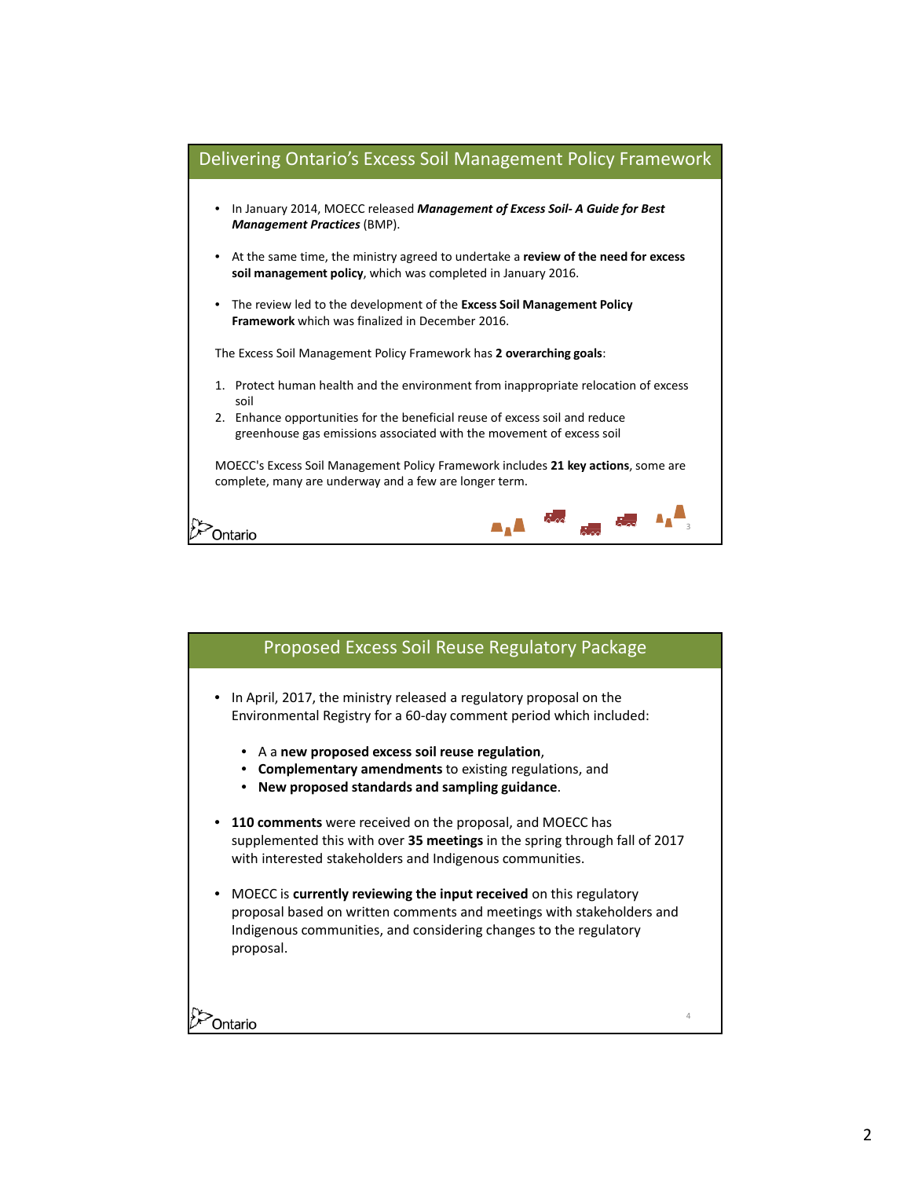## Delivering Ontario's Excess Soil Management Policy Framework

- In January 2014, MOECC released ***Management of Excess Soil- A Guide for Best Management Practices*** (BMP).
- At the same time, the ministry agreed to undertake a **review of the need for excess soil management policy**, which was completed in January 2016.
- The review led to the development of the **Excess Soil Management Policy Framework** which was finalized in December 2016.

The Excess Soil Management Policy Framework has **2 overarching goals**:

1. Protect human health and the environment from inappropriate relocation of excess soil
2. Enhance opportunities for the beneficial reuse of excess soil and reduce greenhouse gas emissions associated with the movement of excess soil

MOECC's Excess Soil Management Policy Framework includes **21 key actions**, some are complete, many are underway and a few are longer term.

## Proposed Excess Soil Reuse Regulatory Package

- In April, 2017, the ministry released a regulatory proposal on the Environmental Registry for a 60-day comment period which included:
  - A a **new proposed excess soil reuse regulation**,
  - **Complementary amendments** to existing regulations, and
  - **New proposed standards and sampling guidance**.
- **110 comments** were received on the proposal, and MOECC has supplemented this with over **35 meetings** in the spring through fall of 2017 with interested stakeholders and Indigenous communities.
- MOECC is **currently reviewing the input received** on this regulatory proposal based on written comments and meetings with stakeholders and Indigenous communities, and considering changes to the regulatory proposal.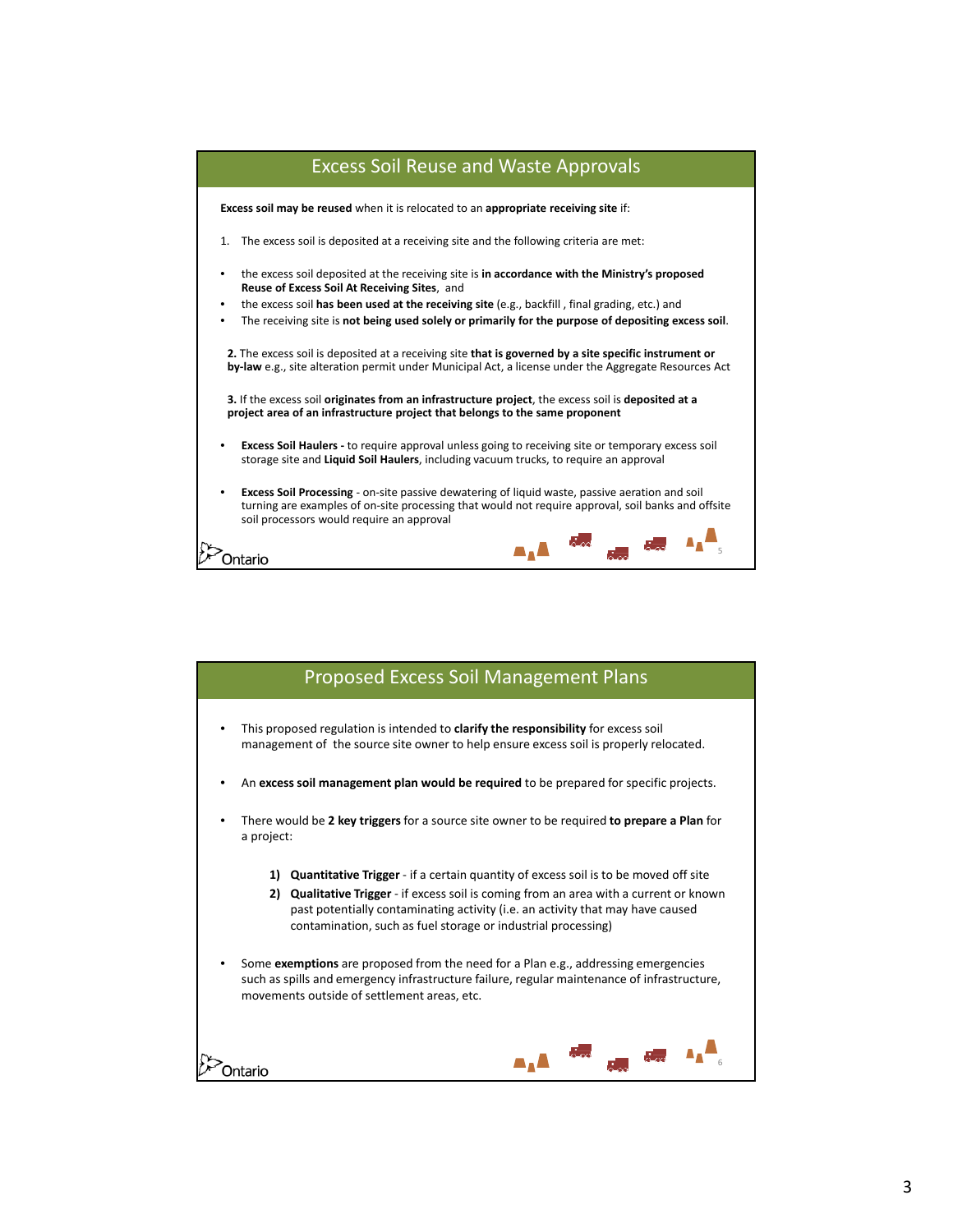## Excess Soil Reuse and Waste Approvals

**Excess soil may be reused** when it is relocated to an **appropriate receiving site** if:

1. The excess soil is deposited at a receiving site and the following criteria are met:

- the excess soil deposited at the receiving site is **in accordance with the Ministry's proposed Reuse of Excess Soil At Receiving Sites**, and
- the excess soil **has been used at the receiving site** (e.g., backfill , final grading, etc.) and
- The receiving site is **not being used solely or primarily for the purpose of depositing excess soil**.

**2.** The excess soil is deposited at a receiving site **that is governed by a site specific instrument or by-law** e.g., site alteration permit under Municipal Act, a license under the Aggregate Resources Act

**3.** If the excess soil **originates from an infrastructure project**, the excess soil is **deposited at a project area of an infrastructure project that belongs to the same proponent**

- **Excess Soil Haulers -** to require approval unless going to receiving site or temporary excess soil storage site and **Liquid Soil Haulers**, including vacuum trucks, to require an approval
- **Excess Soil Processing** - on-site passive dewatering of liquid waste, passive aeration and soil turning are examples of on-site processing that would not require approval, soil banks and offsite soil processors would require an approval

## Proposed Excess Soil Management Plans

- This proposed regulation is intended to **clarify the responsibility** for excess soil management of the source site owner to help ensure excess soil is properly relocated.
- An **excess soil management plan would be required** to be prepared for specific projects.
- There would be **2 key triggers** for a source site owner to be required **to prepare a Plan** for a project:

  1) **Quantitative Trigger** - if a certain quantity of excess soil is to be moved off site
  2) **Qualitative Trigger** - if excess soil is coming from an area with a current or known past potentially contaminating activity (i.e. an activity that may have caused contamination, such as fuel storage or industrial processing)

- Some **exemptions** are proposed from the need for a Plan e.g., addressing emergencies such as spills and emergency infrastructure failure, regular maintenance of infrastructure, movements outside of settlement areas, etc.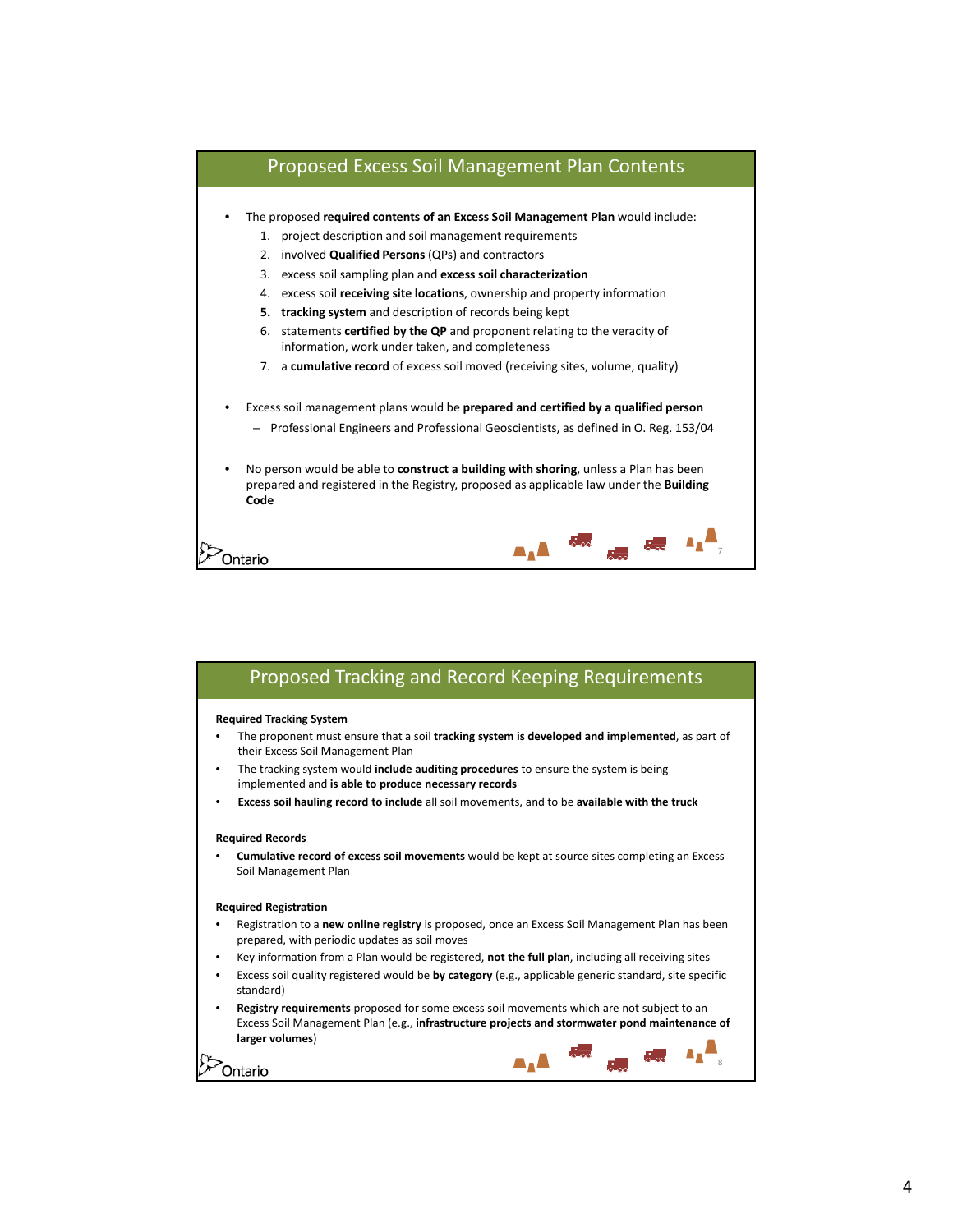## Proposed Excess Soil Management Plan Contents

- The proposed **required contents of an Excess Soil Management Plan** would include:
  1. project description and soil management requirements
  2. involved **Qualified Persons** (QPs) and contractors
  3. excess soil sampling plan and **excess soil characterization**
  4. excess soil **receiving site locations**, ownership and property information
  5. **tracking system** and description of records being kept
  6. statements **certified by the QP** and proponent relating to the veracity of information, work under taken, and completeness
  7. a **cumulative record** of excess soil moved (receiving sites, volume, quality)

- Excess soil management plans would be **prepared and certified by a qualified person**
  - Professional Engineers and Professional Geoscientists, as defined in O. Reg. 153/04

- No person would be able to **construct a building with shoring**, unless a Plan has been prepared and registered in the Registry, proposed as applicable law under the **Building Code**

## Proposed Tracking and Record Keeping Requirements

**Required Tracking System**

- The proponent must ensure that a soil **tracking system is developed and implemented**, as part of their Excess Soil Management Plan
- The tracking system would **include auditing procedures** to ensure the system is being implemented and **is able to produce necessary records**
- **Excess soil hauling record to include** all soil movements, and to be **available with the truck**

**Required Records**

- **Cumulative record of excess soil movements** would be kept at source sites completing an Excess Soil Management Plan

**Required Registration**

- Registration to a **new online registry** is proposed, once an Excess Soil Management Plan has been prepared, with periodic updates as soil moves
- Key information from a Plan would be registered, **not the full plan**, including all receiving sites
- Excess soil quality registered would be **by category** (e.g., applicable generic standard, site specific standard)
- **Registry requirements** proposed for some excess soil movements which are not subject to an Excess Soil Management Plan (e.g., **infrastructure projects and stormwater pond maintenance of larger volumes**)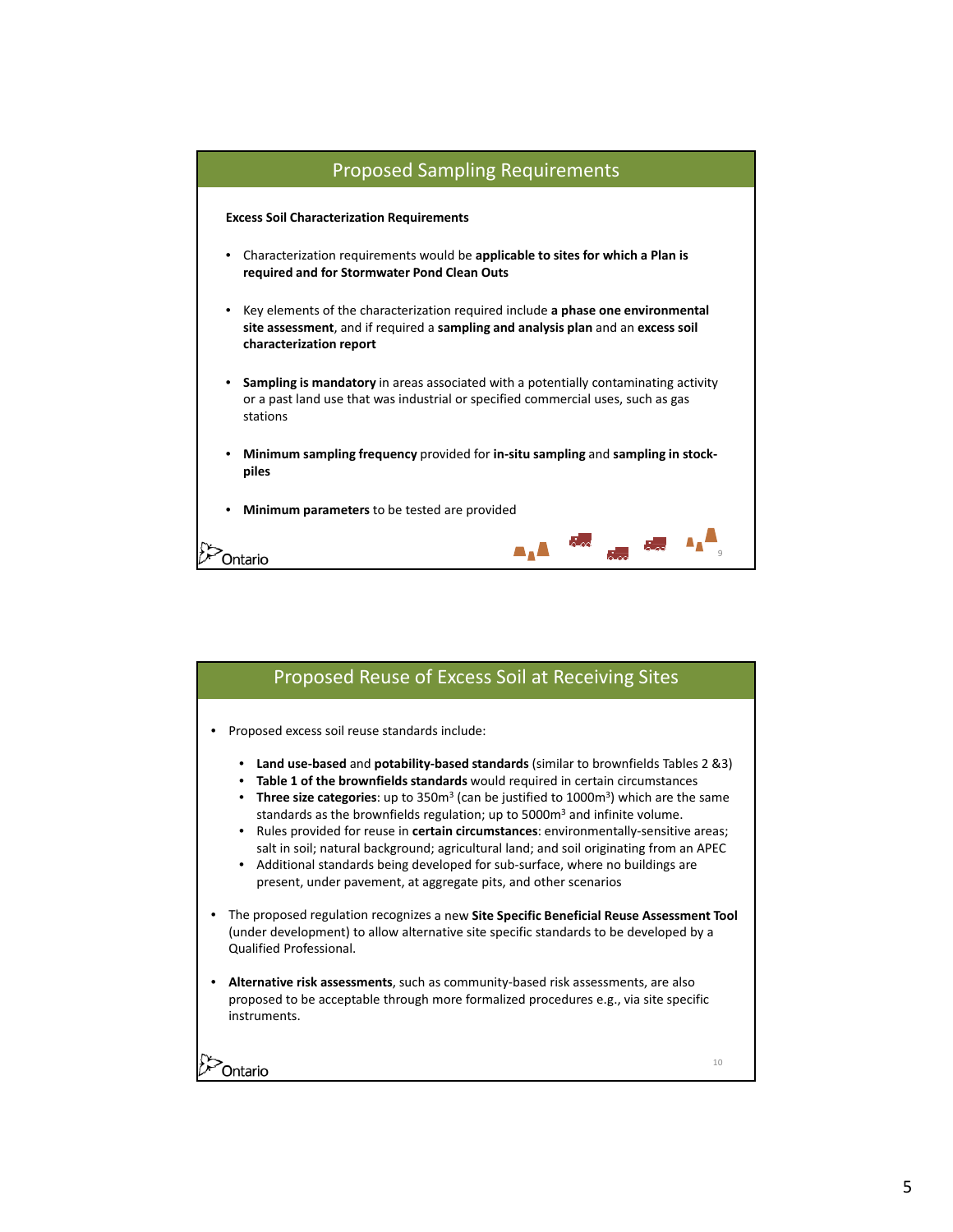## Proposed Sampling Requirements

**Excess Soil Characterization Requirements**

- Characterization requirements would be **applicable to sites for which a Plan is required and for Stormwater Pond Clean Outs**
- Key elements of the characterization required include **a phase one environmental site assessment**, and if required a **sampling and analysis plan** and an **excess soil characterization report**
- **Sampling is mandatory** in areas associated with a potentially contaminating activity or a past land use that was industrial or specified commercial uses, such as gas stations
- **Minimum sampling frequency** provided for **in-situ sampling** and **sampling in stock-piles**
- **Minimum parameters** to be tested are provided

## Proposed Reuse of Excess Soil at Receiving Sites

- Proposed excess soil reuse standards include:
  - **Land use-based** and **potability-based standards** (similar to brownfields Tables 2 &3)
  - **Table 1 of the brownfields standards** would required in certain circumstances
  - **Three size categories**: up to 350m$^3$ (can be justified to 1000m$^3$) which are the same standards as the brownfields regulation; up to 5000m$^3$ and infinite volume.
  - Rules provided for reuse in **certain circumstances**: environmentally-sensitive areas; salt in soil; natural background; agricultural land; and soil originating from an APEC
  - Additional standards being developed for sub-surface, where no buildings are present, under pavement, at aggregate pits, and other scenarios
- The proposed regulation recognizes a new **Site Specific Beneficial Reuse Assessment Tool** (under development) to allow alternative site specific standards to be developed by a Qualified Professional.
- **Alternative risk assessments**, such as community-based risk assessments, are also proposed to be acceptable through more formalized procedures e.g., via site specific instruments.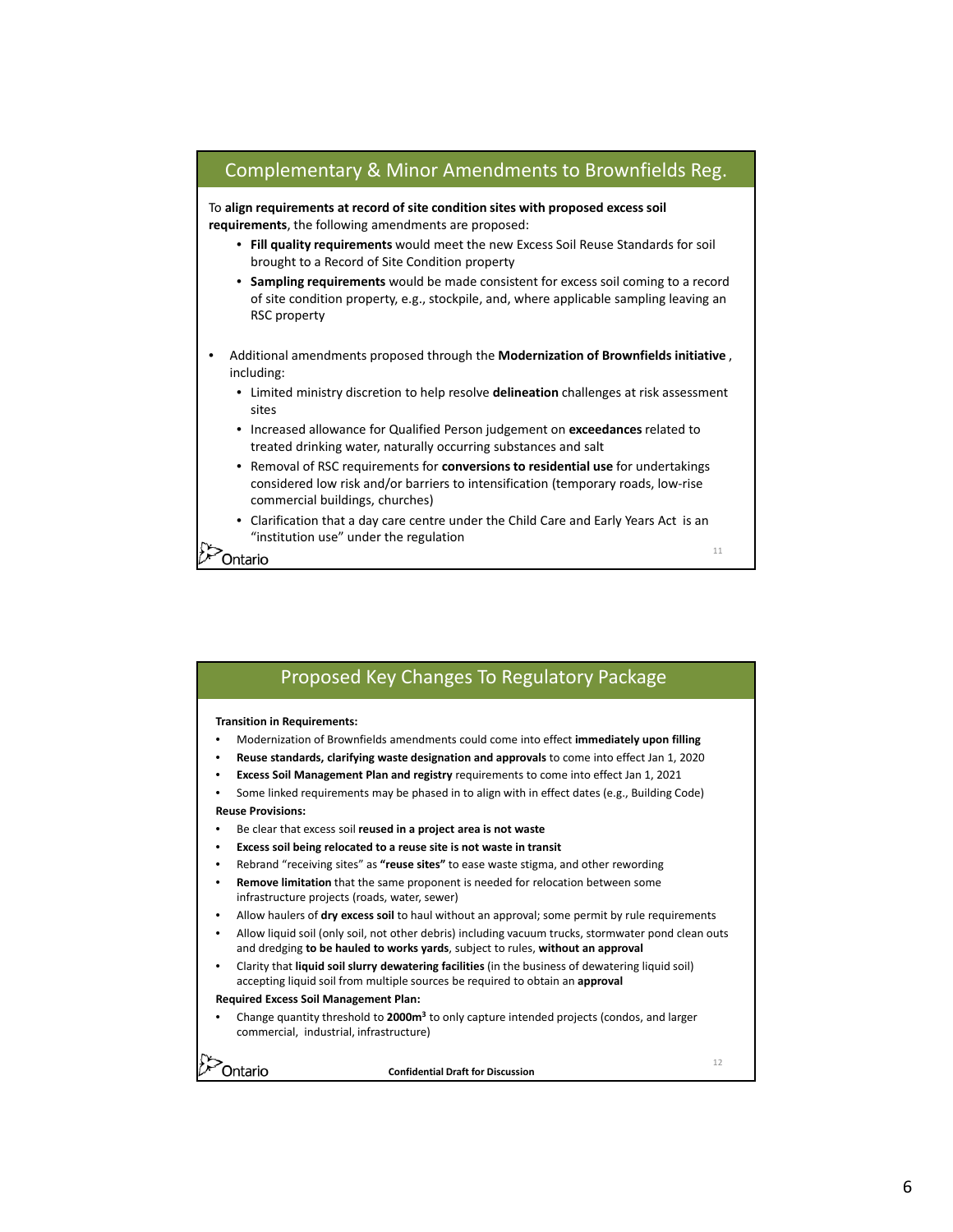## Complementary & Minor Amendments to Brownfields Reg.

To **align requirements at record of site condition sites with proposed excess soil requirements**, the following amendments are proposed:

- **Fill quality requirements** would meet the new Excess Soil Reuse Standards for soil brought to a Record of Site Condition property
- **Sampling requirements** would be made consistent for excess soil coming to a record of site condition property, e.g., stockpile, and, where applicable sampling leaving an RSC property

- Additional amendments proposed through the **Modernization of Brownfields initiative** , including:
  - Limited ministry discretion to help resolve **delineation** challenges at risk assessment sites
  - Increased allowance for Qualified Person judgement on **exceedances** related to treated drinking water, naturally occurring substances and salt
  - Removal of RSC requirements for **conversions to residential use** for undertakings considered low risk and/or barriers to intensification (temporary roads, low-rise commercial buildings, churches)
  - Clarification that a day care centre under the Child Care and Early Years Act is an "institution use" under the regulation

## Proposed Key Changes To Regulatory Package

**Transition in Requirements:**

- Modernization of Brownfields amendments could come into effect **immediately upon filling**
- **Reuse standards, clarifying waste designation and approvals** to come into effect Jan 1, 2020
- **Excess Soil Management Plan and registry** requirements to come into effect Jan 1, 2021
- Some linked requirements may be phased in to align with in effect dates (e.g., Building Code)

**Reuse Provisions:**

- Be clear that excess soil **reused in a project area is not waste**
- **Excess soil being relocated to a reuse site is not waste in transit**
- Rebrand "receiving sites" as **"reuse sites"** to ease waste stigma, and other rewording
- **Remove limitation** that the same proponent is needed for relocation between some infrastructure projects (roads, water, sewer)
- Allow haulers of **dry excess soil** to haul without an approval; some permit by rule requirements
- Allow liquid soil (only soil, not other debris) including vacuum trucks, stormwater pond clean outs and dredging **to be hauled to works yards**, subject to rules, **without an approval**
- Clarity that **liquid soil slurry dewatering facilities** (in the business of dewatering liquid soil) accepting liquid soil from multiple sources be required to obtain an **approval**

**Required Excess Soil Management Plan:**

- Change quantity threshold to **2000m³** to only capture intended projects (condos, and larger commercial, industrial, infrastructure)

**Confidential Draft for Discussion**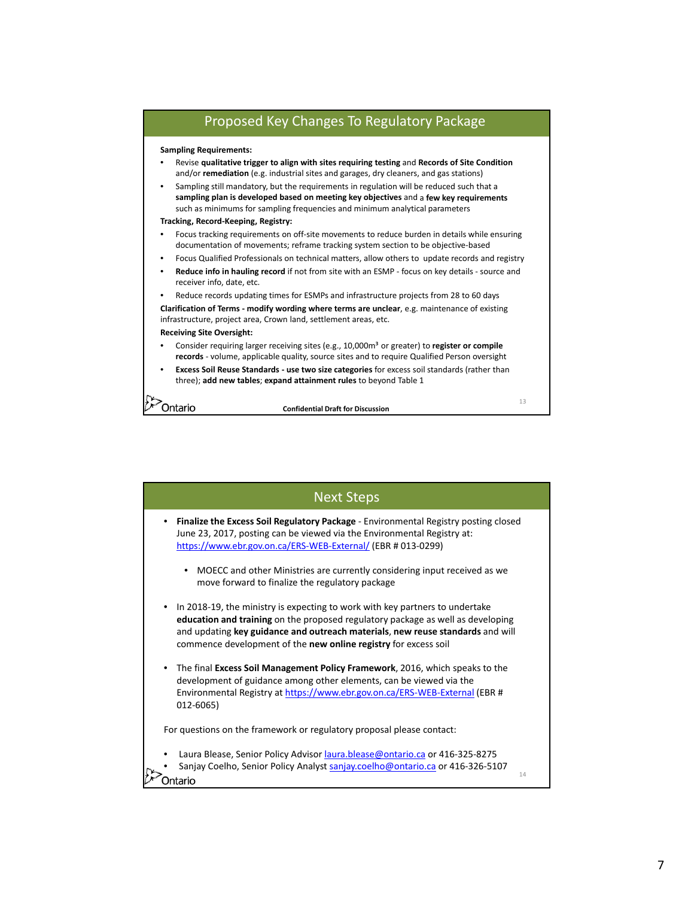## Proposed Key Changes To Regulatory Package

**Sampling Requirements:**

- Revise **qualitative trigger to align with sites requiring testing** and **Records of Site Condition** and/or **remediation** (e.g. industrial sites and garages, dry cleaners, and gas stations)
- Sampling still mandatory, but the requirements in regulation will be reduced such that a **sampling plan is developed based on meeting key objectives** and a **few key requirements** such as minimums for sampling frequencies and minimum analytical parameters

**Tracking, Record-Keeping, Registry:**

- Focus tracking requirements on off-site movements to reduce burden in details while ensuring documentation of movements; reframe tracking system section to be objective-based
- Focus Qualified Professionals on technical matters, allow others to update records and registry
- **Reduce info in hauling record** if not from site with an ESMP - focus on key details - source and receiver info, date, etc.
- Reduce records updating times for ESMPs and infrastructure projects from 28 to 60 days

**Clarification of Terms - modify wording where terms are unclear**, e.g. maintenance of existing infrastructure, project area, Crown land, settlement areas, etc.

**Receiving Site Oversight:**

- Consider requiring larger receiving sites (e.g., 10,000m³ or greater) to **register or compile records** - volume, applicable quality, source sites and to require Qualified Person oversight
- **Excess Soil Reuse Standards - use two size categories** for excess soil standards (rather than three); **add new tables**; **expand attainment rules** to beyond Table 1

Confidential Draft for Discussion

## Next Steps

- **Finalize the Excess Soil Regulatory Package** - Environmental Registry posting closed June 23, 2017, posting can be viewed via the Environmental Registry at: https://www.ebr.gov.on.ca/ERS-WEB-External/ (EBR # 013-0299)
  - MOECC and other Ministries are currently considering input received as we move forward to finalize the regulatory package
- In 2018-19, the ministry is expecting to work with key partners to undertake **education and training** on the proposed regulatory package as well as developing and updating **key guidance and outreach materials**, **new reuse standards** and will commence development of the **new online registry** for excess soil
- The final **Excess Soil Management Policy Framework**, 2016, which speaks to the development of guidance among other elements, can be viewed via the Environmental Registry at https://www.ebr.gov.on.ca/ERS-WEB-External (EBR # 012-6065)

For questions on the framework or regulatory proposal please contact:

- Laura Blease, Senior Policy Advisor laura.blease@ontario.ca or 416-325-8275
- Sanjay Coelho, Senior Policy Analyst sanjay.coelho@ontario.ca or 416-326-5107